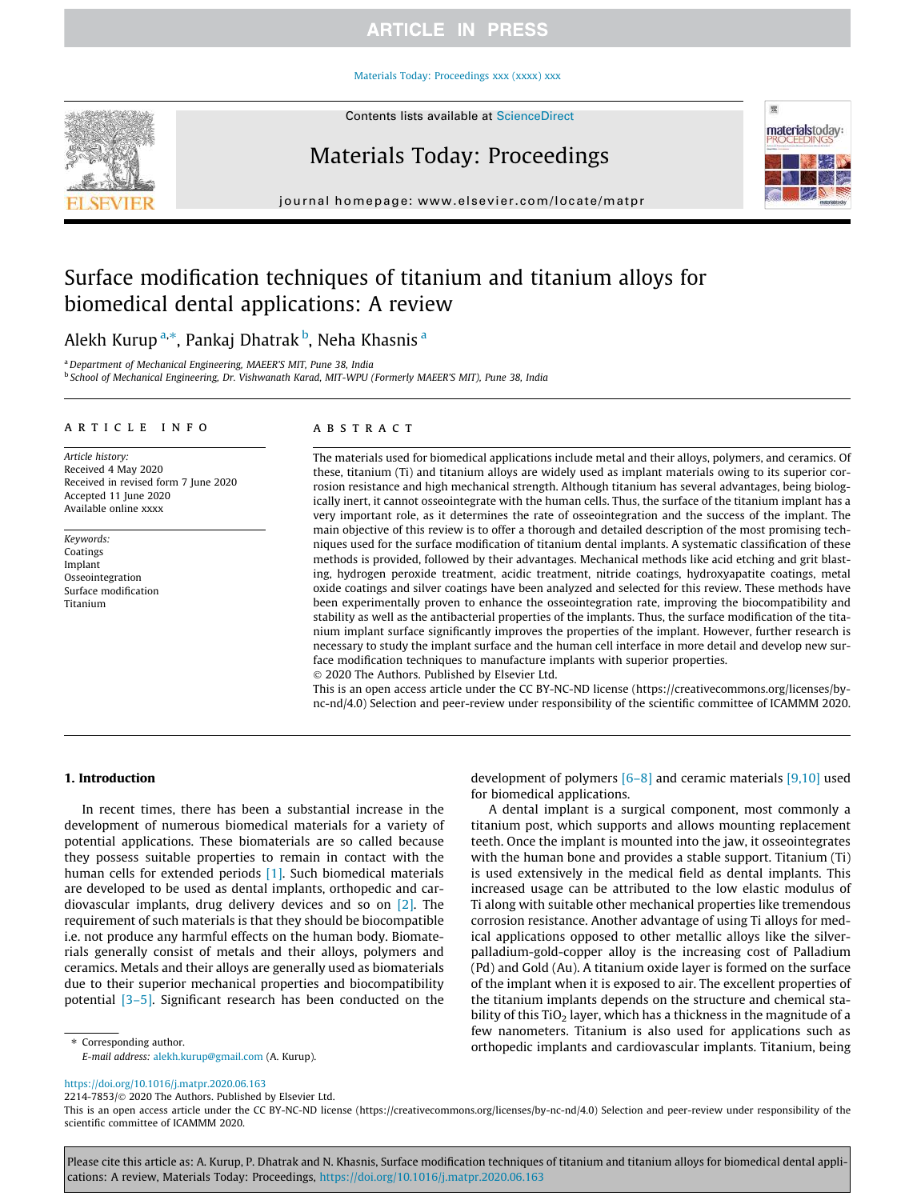# Surface modification techniques of titanium and titanium alloys for biomedical dental applications: A review

Alekh Kurup [a,*], Pankaj Dhatrak [b], Neha Khasnis [a]

[a] Department of Mechanical Engineering, MAEER'S MIT, Pune 38, India

[b] School of Mechanical Engineering, Dr. Vishwanath Karad, MIT-WPU (Formerly MAEER'S MIT), Pune 38, India

## ARTICLE INFO

*Article history:*
Received 4 May 2020
Received in revised form 7 June 2020
Accepted 11 June 2020
Available online xxxx

*Keywords:*
Coatings
Implant
Osseointegration
Surface modification
Titanium

## ABSTRACT

The materials used for biomedical applications include metal and their alloys, polymers, and ceramics. Of these, titanium (Ti) and titanium alloys are widely used as implant materials owing to its superior corrosion resistance and high mechanical strength. Although titanium has several advantages, being biologically inert, it cannot osseointegrate with the human cells. Thus, the surface of the titanium implant has a very important role, as it determines the rate of osseointegration and the success of the implant. The main objective of this review is to offer a thorough and detailed description of the most promising techniques used for the surface modification of titanium dental implants. A systematic classification of these methods is provided, followed by their advantages. Mechanical methods like acid etching and grit blasting, hydrogen peroxide treatment, acidic treatment, nitride coatings, hydroxyapatite coatings, metal oxide coatings and silver coatings have been analyzed and selected for this review. These methods have been experimentally proven to enhance the osseointegration rate, improving the biocompatibility and stability as well as the antibacterial properties of the implants. Thus, the surface modification of the titanium implant surface significantly improves the properties of the implant. However, further research is necessary to study the implant surface and the human cell interface in more detail and develop new surface modification techniques to manufacture implants with superior properties.

© 2020 The Authors. Published by Elsevier Ltd.

This is an open access article under the CC BY-NC-ND license (https://creativecommons.org/licenses/by-nc-nd/4.0) Selection and peer-review under responsibility of the scientific committee of ICAMMM 2020.

## 1. Introduction

In recent times, there has been a substantial increase in the development of numerous biomedical materials for a variety of potential applications. These biomaterials are so called because they possess suitable properties to remain in contact with the human cells for extended periods [1]. Such biomedical materials are developed to be used as dental implants, orthopedic and cardiovascular implants, drug delivery devices and so on [2]. The requirement of such materials is that they should be biocompatible i.e. not produce any harmful effects on the human body. Biomaterials generally consist of metals and their alloys, polymers and ceramics. Metals and their alloys are generally used as biomaterials due to their superior mechanical properties and biocompatibility potential [3–5]. Significant research has been conducted on the development of polymers [6–8] and ceramic materials [9,10] used for biomedical applications.

A dental implant is a surgical component, most commonly a titanium post, which supports and allows mounting replacement teeth. Once the implant is mounted into the jaw, it osseointegrates with the human bone and provides a stable support. Titanium (Ti) is used extensively in the medical field as dental implants. This increased usage can be attributed to the low elastic modulus of Ti along with suitable other mechanical properties like tremendous corrosion resistance. Another advantage of using Ti alloys for medical applications opposed to other metallic alloys like the silver-palladium-gold-copper alloy is the increasing cost of Palladium (Pd) and Gold (Au). A titanium oxide layer is formed on the surface of the implant when it is exposed to air. The excellent properties of the titanium implants depends on the structure and chemical stability of this $TiO_2$ layer, which has a thickness in the magnitude of a few nanometers. Titanium is also used for applications such as orthopedic implants and cardiovascular implants. Titanium, being

\* Corresponding author.
*E-mail address:* alekh.kurup@gmail.com (A. Kurup).

https://doi.org/10.1016/j.matpr.2020.06.163
2214-7853/© 2020 The Authors. Published by Elsevier Ltd.
This is an open access article under the CC BY-NC-ND license (https://creativecommons.org/licenses/by-nc-nd/4.0) Selection and peer-review under responsibility of the scientific committee of ICAMMM 2020.

Please cite this article as: A. Kurup, P. Dhatrak and N. Khasnis, Surface modification techniques of titanium and titanium alloys for biomedical dental applications: A review, Materials Today: Proceedings, https://doi.org/10.1016/j.matpr.2020.06.163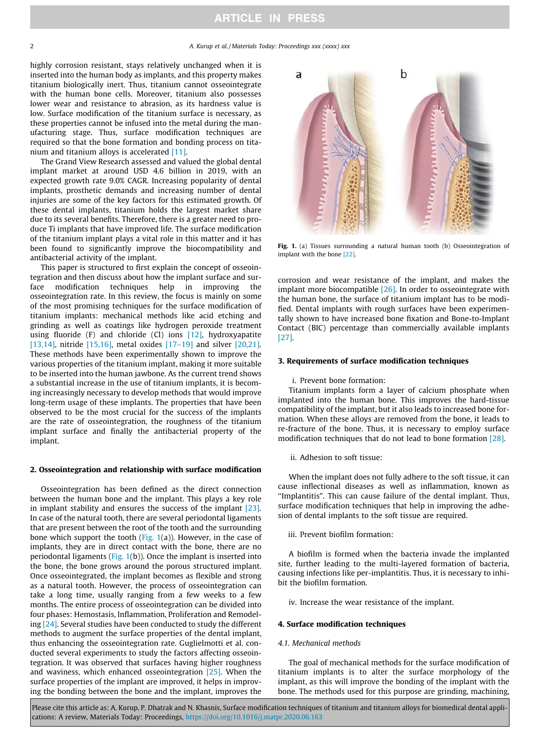highly corrosion resistant, stays relatively unchanged when it is inserted into the human body as implants, and this property makes titanium biologically inert. Thus, titanium cannot osseointegrate with the human bone cells. Moreover, titanium also possesses lower wear and resistance to abrasion, as its hardness value is low. Surface modification of the titanium surface is necessary, as these properties cannot be infused into the metal during the manufacturing stage. Thus, surface modification techniques are required so that the bone formation and bonding process on titanium and titanium alloys is accelerated [11].

The Grand View Research assessed and valued the global dental implant market at around USD 4.6 billion in 2019, with an expected growth rate 9.0% CAGR. Increasing popularity of dental implants, prosthetic demands and increasing number of dental injuries are some of the key factors for this estimated growth. Of these dental implants, titanium holds the largest market share due to its several benefits. Therefore, there is a greater need to produce Ti implants that have improved life. The surface modification of the titanium implant plays a vital role in this matter and it has been found to significantly improve the biocompatibility and antibacterial activity of the implant.

This paper is structured to first explain the concept of osseointegration and then discuss about how the implant surface and surface modification techniques help in improving the osseointegration rate. In this review, the focus is mainly on some of the most promising techniques for the surface modification of titanium implants: mechanical methods like acid etching and grinding as well as coatings like hydrogen peroxide treatment using fluoride (F) and chloride (Cl) ions [12], hydroxyapatite [13,14], nitride [15,16], metal oxides [17–19] and silver [20,21]. These methods have been experimentally shown to improve the various properties of the titanium implant, making it more suitable to be inserted into the human jawbone. As the current trend shows a substantial increase in the use of titanium implants, it is becoming increasingly necessary to develop methods that would improve long-term usage of these implants. The properties that have been observed to be the most crucial for the success of the implants are the rate of osseointegration, the roughness of the titanium implant surface and finally the antibacterial property of the implant.

## 2. Osseointegration and relationship with surface modification

Osseointegration has been defined as the direct connection between the human bone and the implant. This plays a key role in implant stability and ensures the success of the implant [23]. In case of the natural tooth, there are several periodontal ligaments that are present between the root of the tooth and the surrounding bone which support the tooth (Fig. 1(a)). However, in the case of implants, they are in direct contact with the bone, there are no periodontal ligaments (Fig. 1(b)). Once the implant is inserted into the bone, the bone grows around the porous structured implant. Once osseointegrated, the implant becomes as flexible and strong as a natural tooth. However, the process of osseointegration can take a long time, usually ranging from a few weeks to a few months. The entire process of osseointegration can be divided into four phases: Hemostasis, Inflammation, Proliferation and Remodeling [24]. Several studies have been conducted to study the different methods to augment the surface properties of the dental implant, thus enhancing the osseointegration rate. Guglielmotti et al. conducted several experiments to study the factors affecting osseointegration. It was observed that surfaces having higher roughness and waviness, which enhanced osseointegration [25]. When the surface properties of the implant are improved, it helps in improving the bonding between the bone and the implant, improves the corrosion and wear resistance of the implant, and makes the implant more biocompatible [26]. In order to osseointegrate with the human bone, the surface of titanium implant has to be modified. Dental implants with rough surfaces have been experimentally shown to have increased bone fixation and Bone-to-Implant Contact (BIC) percentage than commercially available implants [27].

a

b

**Fig. 1.** (a) Tissues surrounding a natural human tooth (b) Osseointegration of implant with the bone [22].

## 3. Requirements of surface modification techniques

i. Prevent bone formation:

Titanium implants form a layer of calcium phosphate when implanted into the human bone. This improves the hard-tissue compatibility of the implant, but it also leads to increased bone formation. When these alloys are removed from the bone, it leads to re-fracture of the bone. Thus, it is necessary to employ surface modification techniques that do not lead to bone formation [28].

ii. Adhesion to soft tissue:

When the implant does not fully adhere to the soft tissue, it can cause inflectional diseases as well as inflammation, known as "Implantitis". This can cause failure of the dental implant. Thus, surface modification techniques that help in improving the adhesion of dental implants to the soft tissue are required.

iii. Prevent biofilm formation:

A biofilm is formed when the bacteria invade the implanted site, further leading to the multi-layered formation of bacteria, causing infections like per-implantitis. Thus, it is necessary to inhibit the biofilm formation.

iv. Increase the wear resistance of the implant.

## 4. Surface modification techniques

### 4.1. Mechanical methods

The goal of mechanical methods for the surface modification of titanium implants is to alter the surface morphology of the implant, as this will improve the bonding of the implant with the bone. The methods used for this purpose are grinding, machining,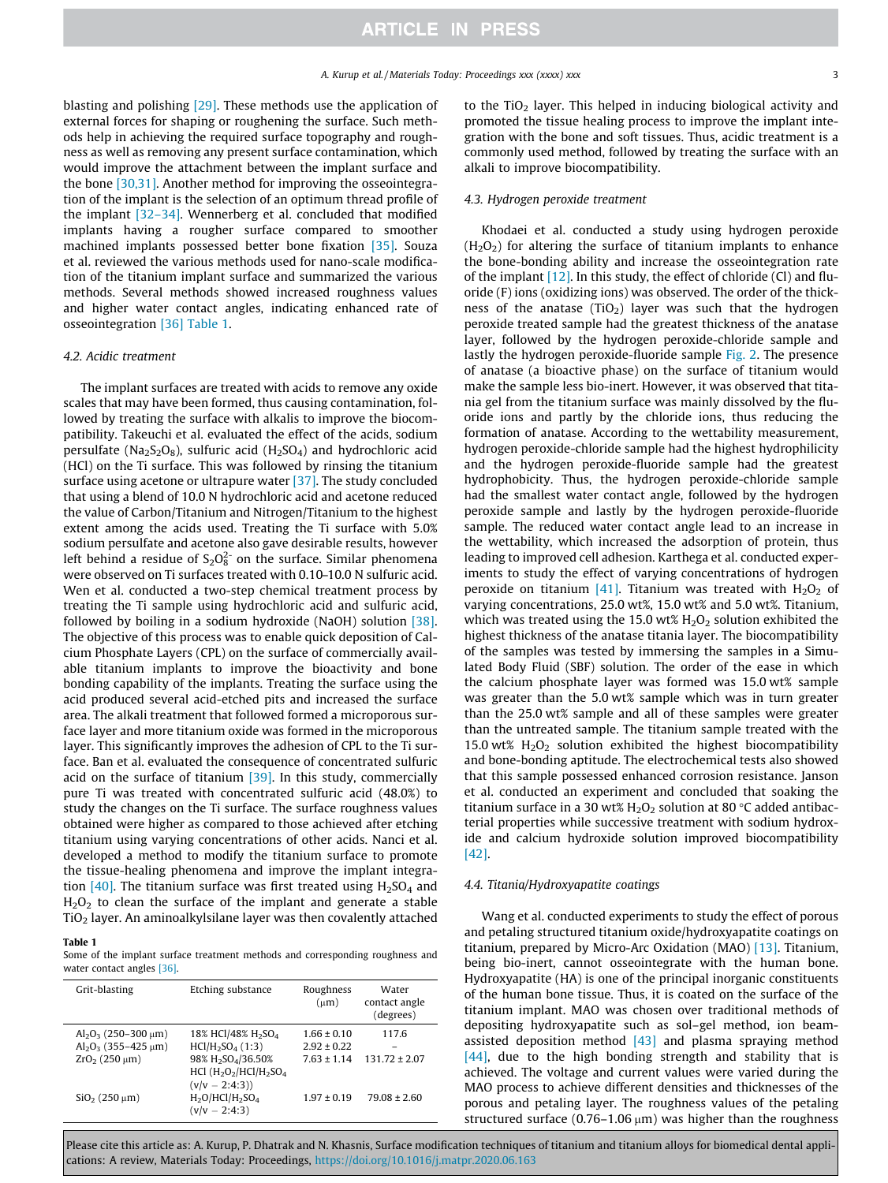blasting and polishing [29]. These methods use the application of external forces for shaping or roughening the surface. Such methods help in achieving the required surface topography and roughness as well as removing any present surface contamination, which would improve the attachment between the implant surface and the bone [30,31]. Another method for improving the osseointegration of the implant is the selection of an optimum thread profile of the implant [32–34]. Wennerberg et al. concluded that modified implants having a rougher surface compared to smoother machined implants possessed better bone fixation [35]. Souza et al. reviewed the various methods used for nano-scale modification of the titanium implant surface and summarized the various methods. Several methods showed increased roughness values and higher water contact angles, indicating enhanced rate of osseointegration [36] Table 1.

### 4.2. Acidic treatment

The implant surfaces are treated with acids to remove any oxide scales that may have been formed, thus causing contamination, followed by treating the surface with alkalis to improve the biocompatibility. Takeuchi et al. evaluated the effect of the acids, sodium persulfate ($Na_2S_2O_8$), sulfuric acid ($H_2SO_4$) and hydrochloric acid (HCl) on the Ti surface. This was followed by rinsing the titanium surface using acetone or ultrapure water [37]. The study concluded that using a blend of 10.0 N hydrochloric acid and acetone reduced the value of Carbon/Titanium and Nitrogen/Titanium to the highest extent among the acids used. Treating the Ti surface with 5.0% sodium persulfate and acetone also gave desirable results, however left behind a residue of $S_2O_8^{2-}$ on the surface. Similar phenomena were observed on Ti surfaces treated with 0.10–10.0 N sulfuric acid. Wen et al. conducted a two-step chemical treatment process by treating the Ti sample using hydrochloric acid and sulfuric acid, followed by boiling in a sodium hydroxide (NaOH) solution [38]. The objective of this process was to enable quick deposition of Calcium Phosphate Layers (CPL) on the surface of commercially available titanium implants to improve the bioactivity and bone bonding capability of the implants. Treating the surface using the acid produced several acid-etched pits and increased the surface area. The alkali treatment that followed formed a microporous surface layer and more titanium oxide was formed in the microporous layer. This significantly improves the adhesion of CPL to the Ti surface. Ban et al. evaluated the consequence of concentrated sulfuric acid on the surface of titanium [39]. In this study, commercially pure Ti was treated with concentrated sulfuric acid (48.0%) to study the changes on the Ti surface. The surface roughness values obtained were higher as compared to those achieved after etching titanium using varying concentrations of other acids. Nanci et al. developed a method to modify the titanium surface to promote the tissue-healing phenomena and improve the implant integration [40]. The titanium surface was first treated using $H_2SO_4$ and $H_2O_2$ to clean the surface of the implant and generate a stable $TiO_2$ layer. An aminoalkylsilane layer was then covalently attached to the $TiO_2$ layer. This helped in inducing biological activity and promoted the tissue healing process to improve the implant integration with the bone and soft tissues. Thus, acidic treatment is a commonly used method, followed by treating the surface with an alkali to improve biocompatibility.

**Table 1**
Some of the implant surface treatment methods and corresponding roughness and water contact angles [36].

| Grit-blasting | Etching substance | Roughness (μm) | Water contact angle (degrees) |
|---|---|---|---|
| $Al_2O_3$ (250–300 μm) | 18% HCl/48% $H_2SO_4$ | 1.66 ± 0.10 | 117.6 |
| $Al_2O_3$ (355–425 μm) | HCl/$H_2SO_4$ (1:3) | 2.92 ± 0.22 | – |
| $ZrO_2$ (250 μm) | 98% $H_2SO_4$/36.50% HCl ($H_2O_2$/HCl/$H_2SO_4$ (v/v – 2:4:3)) | 7.63 ± 1.14 | 131.72 ± 2.07 |
| $SiO_2$ (250 μm) | $H_2O$/HCl/$H_2SO_4$ (v/v – 2:4:3) | 1.97 ± 0.19 | 79.08 ± 2.60 |

### 4.3. Hydrogen peroxide treatment

Khodaei et al. conducted a study using hydrogen peroxide ($H_2O_2$) for altering the surface of titanium implants to enhance the bone-bonding ability and increase the osseointegration rate of the implant [12]. In this study, the effect of chloride (Cl) and fluoride (F) ions (oxidizing ions) was observed. The order of the thickness of the anatase ($TiO_2$) layer was such that the hydrogen peroxide treated sample had the greatest thickness of the anatase layer, followed by the hydrogen peroxide-chloride sample and lastly the hydrogen peroxide-fluoride sample Fig. 2. The presence of anatase (a bioactive phase) on the surface of titanium would make the sample less bio-inert. However, it was observed that titania gel from the titanium surface was mainly dissolved by the fluoride ions and partly by the chloride ions, thus reducing the formation of anatase. According to the wettability measurement, hydrogen peroxide-chloride sample had the highest hydrophilicity and the hydrogen peroxide-fluoride sample had the greatest hydrophobicity. Thus, the hydrogen peroxide-chloride sample had the smallest water contact angle, followed by the hydrogen peroxide sample and lastly by the hydrogen peroxide-fluoride sample. The reduced water contact angle lead to an increase in the wettability, which increased the adsorption of protein, thus leading to improved cell adhesion. Karthega et al. conducted experiments to study the effect of varying concentrations of hydrogen peroxide on titanium [41]. Titanium was treated with $H_2O_2$ of varying concentrations, 25.0 wt%, 15.0 wt% and 5.0 wt%. Titanium, which was treated using the 15.0 wt% $H_2O_2$ solution exhibited the highest thickness of the anatase titania layer. The biocompatibility of the samples was tested by immersing the samples in a Simulated Body Fluid (SBF) solution. The order of the ease in which the calcium phosphate layer was formed was 15.0 wt% sample was greater than the 5.0 wt% sample which was in turn greater than the 25.0 wt% sample and all of these samples were greater than the untreated sample. The titanium sample treated with the 15.0 wt% $H_2O_2$ solution exhibited the highest biocompatibility and bone-bonding aptitude. The electrochemical tests also showed that this sample possessed enhanced corrosion resistance. Janson et al. conducted an experiment and concluded that soaking the titanium surface in a 30 wt% $H_2O_2$ solution at 80 °C added antibacterial properties while successive treatment with sodium hydroxide and calcium hydroxide solution improved biocompatibility [42].

### 4.4. Titania/Hydroxyapatite coatings

Wang et al. conducted experiments to study the effect of porous and petaling structured titanium oxide/hydroxyapatite coatings on titanium, prepared by Micro-Arc Oxidation (MAO) [13]. Titanium, being bio-inert, cannot osseointegrate with the human bone. Hydroxyapatite (HA) is one of the principal inorganic constituents of the human bone tissue. Thus, it is coated on the surface of the titanium implant. MAO was chosen over traditional methods of depositing hydroxyapatite such as sol–gel method, ion beam-assisted deposition method [43] and plasma spraying method [44], due to the high bonding strength and stability that is achieved. The voltage and current values were varied during the MAO process to achieve different densities and thicknesses of the porous and petaling layer. The roughness values of the petaling structured surface (0.76–1.06 μm) was higher than the roughness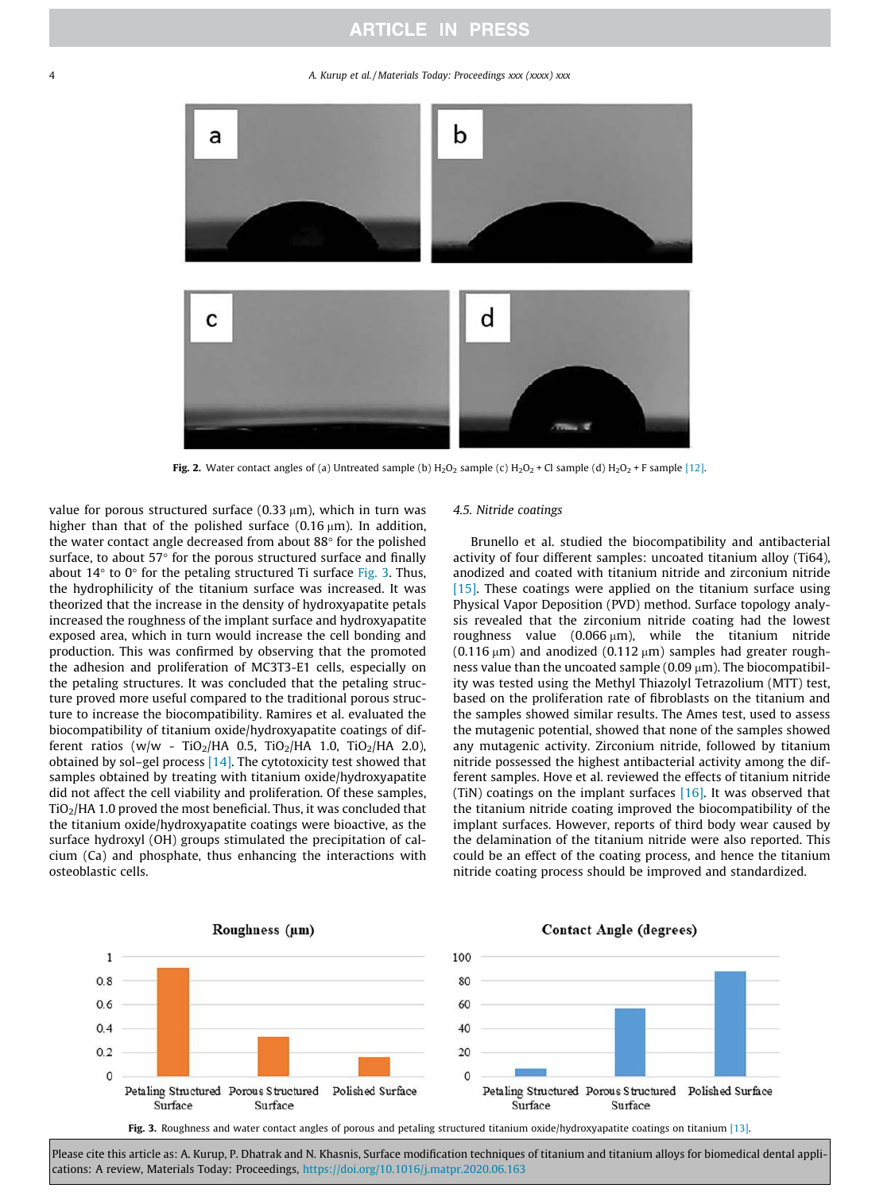a

b

c

d

Fig. 2. Water contact angles of (a) Untreated sample (b) $H_2O_2$ sample (c) $H_2O_2$ + Cl sample (d) $H_2O_2$ + F sample [12].

value for porous structured surface (0.33 μm), which in turn was higher than that of the polished surface (0.16 μm). In addition, the water contact angle decreased from about 88° for the polished surface, to about 57° for the porous structured surface and finally about 14° to 0° for the petaling structured Ti surface Fig. 3. Thus, the hydrophilicity of the titanium surface was increased. It was theorized that the increase in the density of hydroxyapatite petals increased the roughness of the implant surface and hydroxyapatite exposed area, which in turn would increase the cell bonding and production. This was confirmed by observing that the promoted the adhesion and proliferation of MC3T3-E1 cells, especially on the petaling structures. It was concluded that the petaling structure proved more useful compared to the traditional porous structure to increase the biocompatibility. Ramires et al. evaluated the biocompatibility of titanium oxide/hydroxyapatite coatings of different ratios (w/w - $TiO_2$/HA 0.5, $TiO_2$/HA 1.0, $TiO_2$/HA 2.0), obtained by sol–gel process [14]. The cytotoxicity test showed that samples obtained by treating with titanium oxide/hydroxyapatite did not affect the cell viability and proliferation. Of these samples, $TiO_2$/HA 1.0 proved the most beneficial. Thus, it was concluded that the titanium oxide/hydroxyapatite coatings were bioactive, as the surface hydroxyl (OH) groups stimulated the precipitation of calcium (Ca) and phosphate, thus enhancing the interactions with osteoblastic cells.

### 4.5. Nitride coatings

Brunello et al. studied the biocompatibility and antibacterial activity of four different samples: uncoated titanium alloy (Ti64), anodized and coated with titanium nitride and zirconium nitride [15]. These coatings were applied on the titanium surface using Physical Vapor Deposition (PVD) method. Surface topology analysis revealed that the zirconium nitride coating had the lowest roughness value (0.066 μm), while the titanium nitride (0.116 μm) and anodized (0.112 μm) samples had greater roughness value than the uncoated sample (0.09 μm). The biocompatibility was tested using the Methyl Thiazolyl Tetrazolium (MTT) test, based on the proliferation rate of fibroblasts on the titanium and the samples showed similar results. The Ames test, used to assess the mutagenic potential, showed that none of the samples showed any mutagenic activity. Zirconium nitride, followed by titanium nitride possessed the highest antibacterial activity among the different samples. Hove et al. reviewed the effects of titanium nitride (TiN) coatings on the implant surfaces [16]. It was observed that the titanium nitride coating improved the biocompatibility of the implant surfaces. However, reports of third body wear caused by the delamination of the titanium nitride were also reported. This could be an effect of the coating process, and hence the titanium nitride coating process should be improved and standardized.

Roughness (μm)

1
0.8
0.6
0.4
0.2
0

Petaling Structured Surface
Porous Structured Surface
Polished Surface

Contact Angle (degrees)

100
80
60
40
20
0

Petaling Structured Surface
Porous Structured Surface
Polished Surface

Fig. 3. Roughness and water contact angles of porous and petaling structured titanium oxide/hydroxyapatite coatings on titanium [13].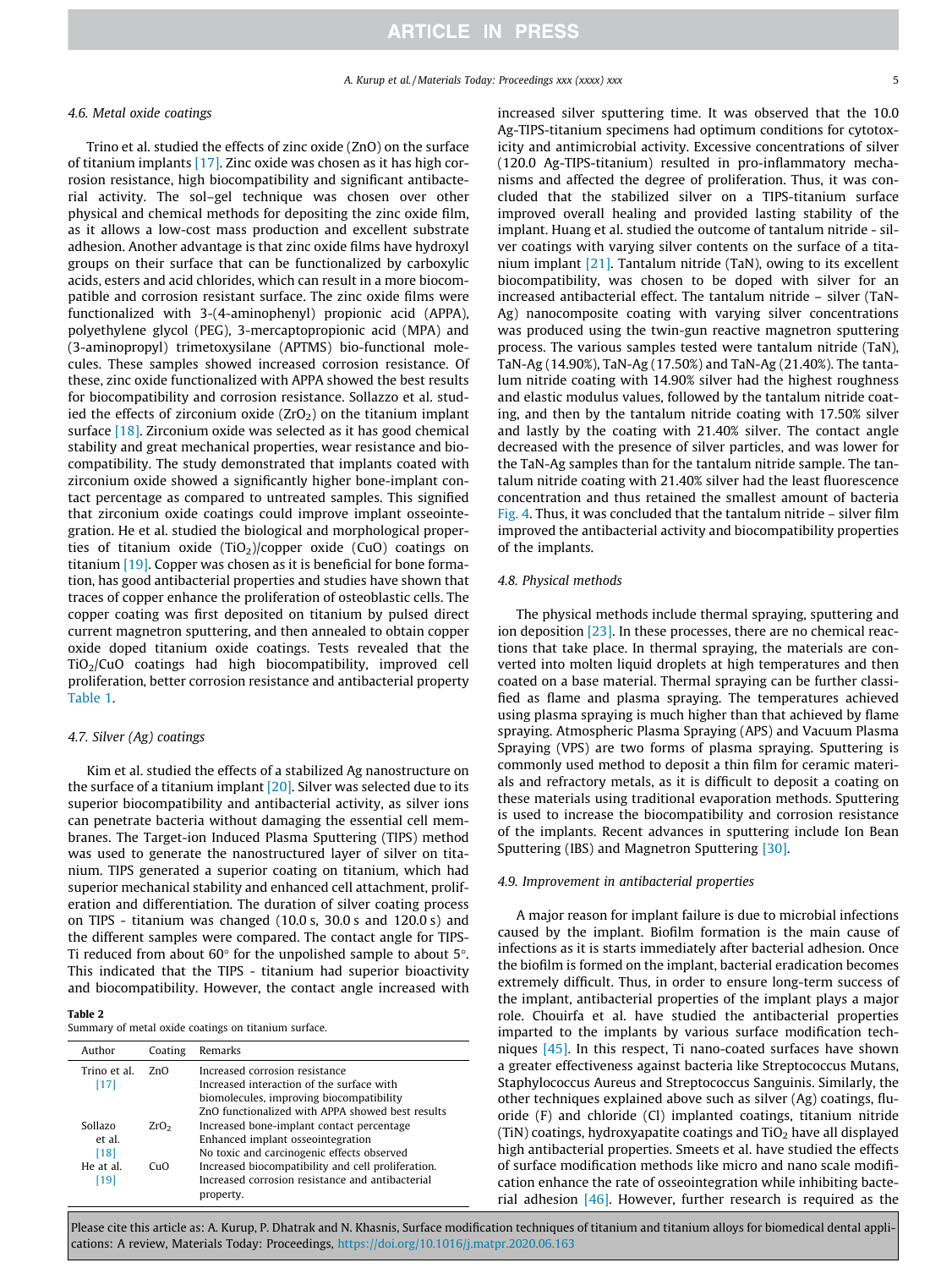### 4.6. Metal oxide coatings

Trino et al. studied the effects of zinc oxide (ZnO) on the surface of titanium implants [17]. Zinc oxide was chosen as it has high corrosion resistance, high biocompatibility and significant antibacterial activity. The sol–gel technique was chosen over other physical and chemical methods for depositing the zinc oxide film, as it allows a low-cost mass production and excellent substrate adhesion. Another advantage is that zinc oxide films have hydroxyl groups on their surface that can be functionalized by carboxylic acids, esters and acid chlorides, which can result in a more biocompatible and corrosion resistant surface. The zinc oxide films were functionalized with 3-(4-aminophenyl) propionic acid (APPA), polyethylene glycol (PEG), 3-mercaptopropionic acid (MPA) and (3-aminopropyl) trimetoxysilane (APTMS) bio-functional molecules. These samples showed increased corrosion resistance. Of these, zinc oxide functionalized with APPA showed the best results for biocompatibility and corrosion resistance. Sollazzo et al. studied the effects of zirconium oxide ($ZrO_2$) on the titanium implant surface [18]. Zirconium oxide was selected as it has good chemical stability and great mechanical properties, wear resistance and biocompatibility. The study demonstrated that implants coated with zirconium oxide showed a significantly higher bone-implant contact percentage as compared to untreated samples. This signified that zirconium oxide coatings could improve implant osseointegration. He et al. studied the biological and morphological properties of titanium oxide ($TiO_2$)/copper oxide (CuO) coatings on titanium [19]. Copper was chosen as it is beneficial for bone formation, has good antibacterial properties and studies have shown that traces of copper enhance the proliferation of osteoblastic cells. The copper coating was first deposited on titanium by pulsed direct current magnetron sputtering, and then annealed to obtain copper oxide doped titanium oxide coatings. Tests revealed that the $TiO_2$/CuO coatings had high biocompatibility, improved cell proliferation, better corrosion resistance and antibacterial property Table 1.

### 4.7. Silver (Ag) coatings

Kim et al. studied the effects of a stabilized Ag nanostructure on the surface of a titanium implant [20]. Silver was selected due to its superior biocompatibility and antibacterial activity, as silver ions can penetrate bacteria without damaging the essential cell membranes. The Target-ion Induced Plasma Sputtering (TIPS) method was used to generate the nanostructured layer of silver on titanium. TIPS generated a superior coating on titanium, which had superior mechanical stability and enhanced cell attachment, proliferation and differentiation. The duration of silver coating process on TIPS - titanium was changed (10.0 s, 30.0 s and 120.0 s) and the different samples were compared. The contact angle for TIPS-Ti reduced from about 60° for the unpolished sample to about 5°. This indicated that the TIPS - titanium had superior bioactivity and biocompatibility. However, the contact angle increased with increased silver sputtering time. It was observed that the 10.0 Ag-TIPS-titanium specimens had optimum conditions for cytotoxicity and antimicrobial activity. Excessive concentrations of silver (120.0 Ag-TIPS-titanium) resulted in pro-inflammatory mechanisms and affected the degree of proliferation. Thus, it was concluded that the stabilized silver on a TIPS-titanium surface improved overall healing and provided lasting stability of the implant. Huang et al. studied the outcome of tantalum nitride - silver coatings with varying silver contents on the surface of a titanium implant [21]. Tantalum nitride (TaN), owing to its excellent biocompatibility, was chosen to be doped with silver for an increased antibacterial effect. The tantalum nitride – silver (TaN-Ag) nanocomposite coating with varying silver concentrations was produced using the twin-gun reactive magnetron sputtering process. The various samples tested were tantalum nitride (TaN), TaN-Ag (14.90%), TaN-Ag (17.50%) and TaN-Ag (21.40%). The tantalum nitride coating with 14.90% silver had the highest roughness and elastic modulus values, followed by the tantalum nitride coating, and then by the tantalum nitride coating with 17.50% silver and lastly by the coating with 21.40% silver. The contact angle decreased with the presence of silver particles, and was lower for the TaN-Ag samples than for the tantalum nitride sample. The tantalum nitride coating with 21.40% silver had the least fluorescence concentration and thus retained the smallest amount of bacteria Fig. 4. Thus, it was concluded that the tantalum nitride – silver film improved the antibacterial activity and biocompatibility properties of the implants.

**Table 2**
Summary of metal oxide coatings on titanium surface.

| Author | Coating | Remarks |
|---|---|---|
| Trino et al. [17] | ZnO | Increased corrosion resistance<br>Increased interaction of the surface with biomolecules, improving biocompatibility<br>ZnO functionalized with APPA showed best results |
| Sollazo et al. [18] | $ZrO_2$ | Increased bone-implant contact percentage<br>Enhanced implant osseointegration<br>No toxic and carcinogenic effects observed |
| He at al. [19] | CuO | Increased biocompatibility and cell proliferation.<br>Increased corrosion resistance and antibacterial property. |

### 4.8. Physical methods

The physical methods include thermal spraying, sputtering and ion deposition [23]. In these processes, there are no chemical reactions that take place. In thermal spraying, the materials are converted into molten liquid droplets at high temperatures and then coated on a base material. Thermal spraying can be further classified as flame and plasma spraying. The temperatures achieved using plasma spraying is much higher than that achieved by flame spraying. Atmospheric Plasma Spraying (APS) and Vacuum Plasma Spraying (VPS) are two forms of plasma spraying. Sputtering is commonly used method to deposit a thin film for ceramic materials and refractory metals, as it is difficult to deposit a coating on these materials using traditional evaporation methods. Sputtering is used to increase the biocompatibility and corrosion resistance of the implants. Recent advances in sputtering include Ion Bean Sputtering (IBS) and Magnetron Sputtering [30].

### 4.9. Improvement in antibacterial properties

A major reason for implant failure is due to microbial infections caused by the implant. Biofilm formation is the main cause of infections as it is starts immediately after bacterial adhesion. Once the biofilm is formed on the implant, bacterial eradication becomes extremely difficult. Thus, in order to ensure long-term success of the implant, antibacterial properties of the implant plays a major role. Chouirfa et al. have studied the antibacterial properties imparted to the implants by various surface modification techniques [45]. In this respect, Ti nano-coated surfaces have shown a greater effectiveness against bacteria like Streptococcus Mutans, Staphylococcus Aureus and Streptococcus Sanguinis. Similarly, the other techniques explained above such as silver (Ag) coatings, fluoride (F) and chloride (Cl) implanted coatings, titanium nitride (TiN) coatings, hydroxyapatite coatings and $TiO_2$ have all displayed high antibacterial properties. Smeets et al. have studied the effects of surface modification methods like micro and nano scale modification enhance the rate of osseointegration while inhibiting bacterial adhesion [46]. However, further research is required as the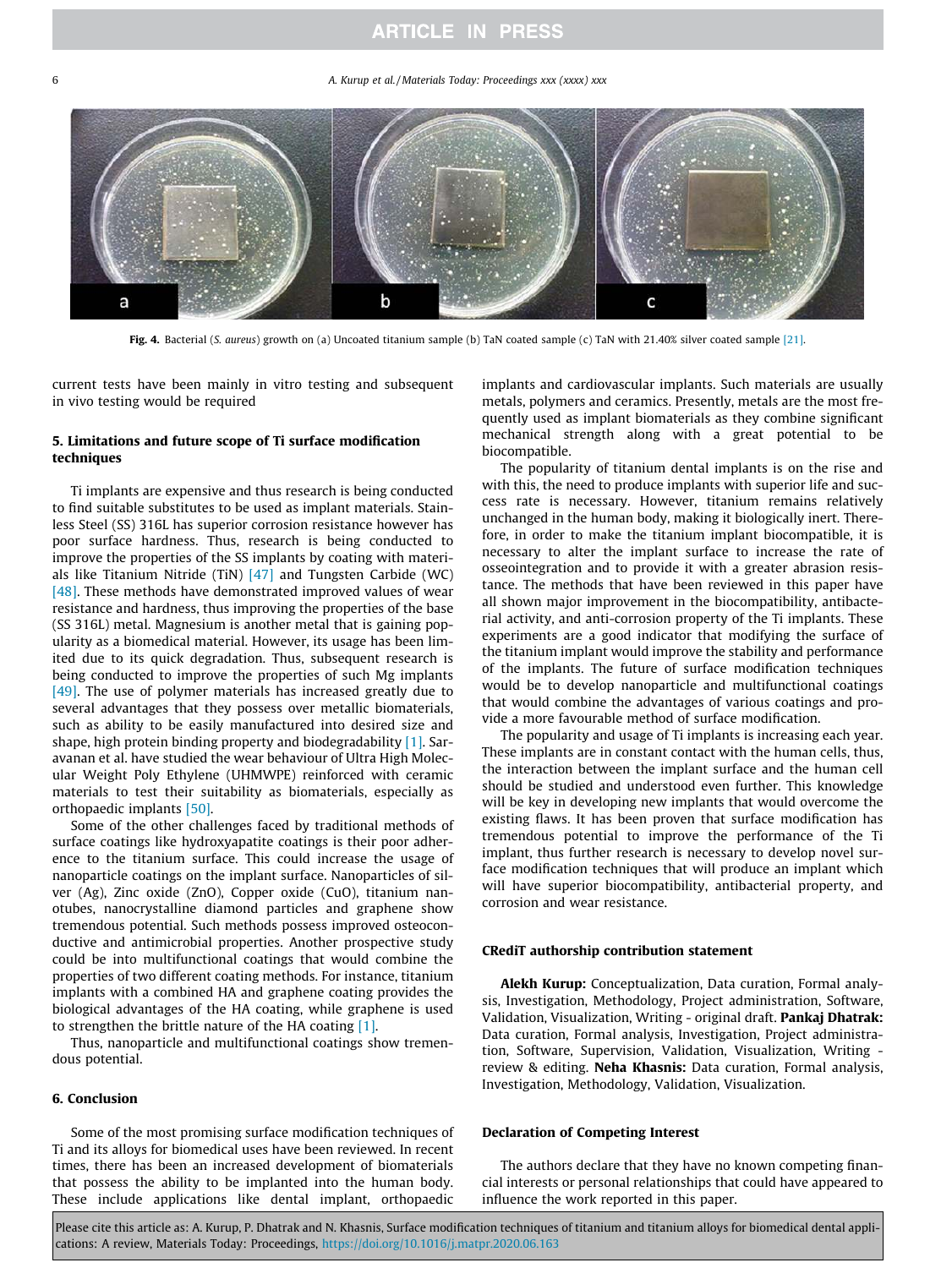Fig. 4. Bacterial (*S. aureus*) growth on (a) Uncoated titanium sample (b) TaN coated sample (c) TaN with 21.40% silver coated sample [21].

current tests have been mainly in vitro testing and subsequent in vivo testing would be required

## 5. Limitations and future scope of Ti surface modification techniques

Ti implants are expensive and thus research is being conducted to find suitable substitutes to be used as implant materials. Stainless Steel (SS) 316L has superior corrosion resistance however has poor surface hardness. Thus, research is being conducted to improve the properties of the SS implants by coating with materials like Titanium Nitride (TiN) [47] and Tungsten Carbide (WC) [48]. These methods have demonstrated improved values of wear resistance and hardness, thus improving the properties of the base (SS 316L) metal. Magnesium is another metal that is gaining popularity as a biomedical material. However, its usage has been limited due to its quick degradation. Thus, subsequent research is being conducted to improve the properties of such Mg implants [49]. The use of polymer materials has increased greatly due to several advantages that they possess over metallic biomaterials, such as ability to be easily manufactured into desired size and shape, high protein binding property and biodegradability [1]. Saravanan et al. have studied the wear behaviour of Ultra High Molecular Weight Poly Ethylene (UHMWPE) reinforced with ceramic materials to test their suitability as biomaterials, especially as orthopaedic implants [50].

Some of the other challenges faced by traditional methods of surface coatings like hydroxyapatite coatings is their poor adherence to the titanium surface. This could increase the usage of nanoparticle coatings on the implant surface. Nanoparticles of silver (Ag), Zinc oxide (ZnO), Copper oxide (CuO), titanium nanotubes, nanocrystalline diamond particles and graphene show tremendous potential. Such methods possess improved osteoconductive and antimicrobial properties. Another prospective study could be into multifunctional coatings that would combine the properties of two different coating methods. For instance, titanium implants with a combined HA and graphene coating provides the biological advantages of the HA coating, while graphene is used to strengthen the brittle nature of the HA coating [1].

Thus, nanoparticle and multifunctional coatings show tremendous potential.

## 6. Conclusion

Some of the most promising surface modification techniques of Ti and its alloys for biomedical uses have been reviewed. In recent times, there has been an increased development of biomaterials that possess the ability to be implanted into the human body. These include applications like dental implant, orthopaedic implants and cardiovascular implants. Such materials are usually metals, polymers and ceramics. Presently, metals are the most frequently used as implant biomaterials as they combine significant mechanical strength along with a great potential to be biocompatible.

The popularity of titanium dental implants is on the rise and with this, the need to produce implants with superior life and success rate is necessary. However, titanium remains relatively unchanged in the human body, making it biologically inert. Therefore, in order to make the titanium implant biocompatible, it is necessary to alter the implant surface to increase the rate of osseointegration and to provide it with a greater abrasion resistance. The methods that have been reviewed in this paper have all shown major improvement in the biocompatibility, antibacterial activity, and anti-corrosion property of the Ti implants. These experiments are a good indicator that modifying the surface of the titanium implant would improve the stability and performance of the implants. The future of surface modification techniques would be to develop nanoparticle and multifunctional coatings that would combine the advantages of various coatings and provide a more favourable method of surface modification.

The popularity and usage of Ti implants is increasing each year. These implants are in constant contact with the human cells, thus, the interaction between the implant surface and the human cell should be studied and understood even further. This knowledge will be key in developing new implants that would overcome the existing flaws. It has been proven that surface modification has tremendous potential to improve the performance of the Ti implant, thus further research is necessary to develop novel surface modification techniques that will produce an implant which will have superior biocompatibility, antibacterial property, and corrosion and wear resistance.

## CRediT authorship contribution statement

**Alekh Kurup:** Conceptualization, Data curation, Formal analysis, Investigation, Methodology, Project administration, Software, Validation, Visualization, Writing - original draft. **Pankaj Dhatrak:** Data curation, Formal analysis, Investigation, Project administration, Software, Supervision, Validation, Visualization, Writing - review & editing. **Neha Khasnis:** Data curation, Formal analysis, Investigation, Methodology, Validation, Visualization.

## Declaration of Competing Interest

The authors declare that they have no known competing financial interests or personal relationships that could have appeared to influence the work reported in this paper.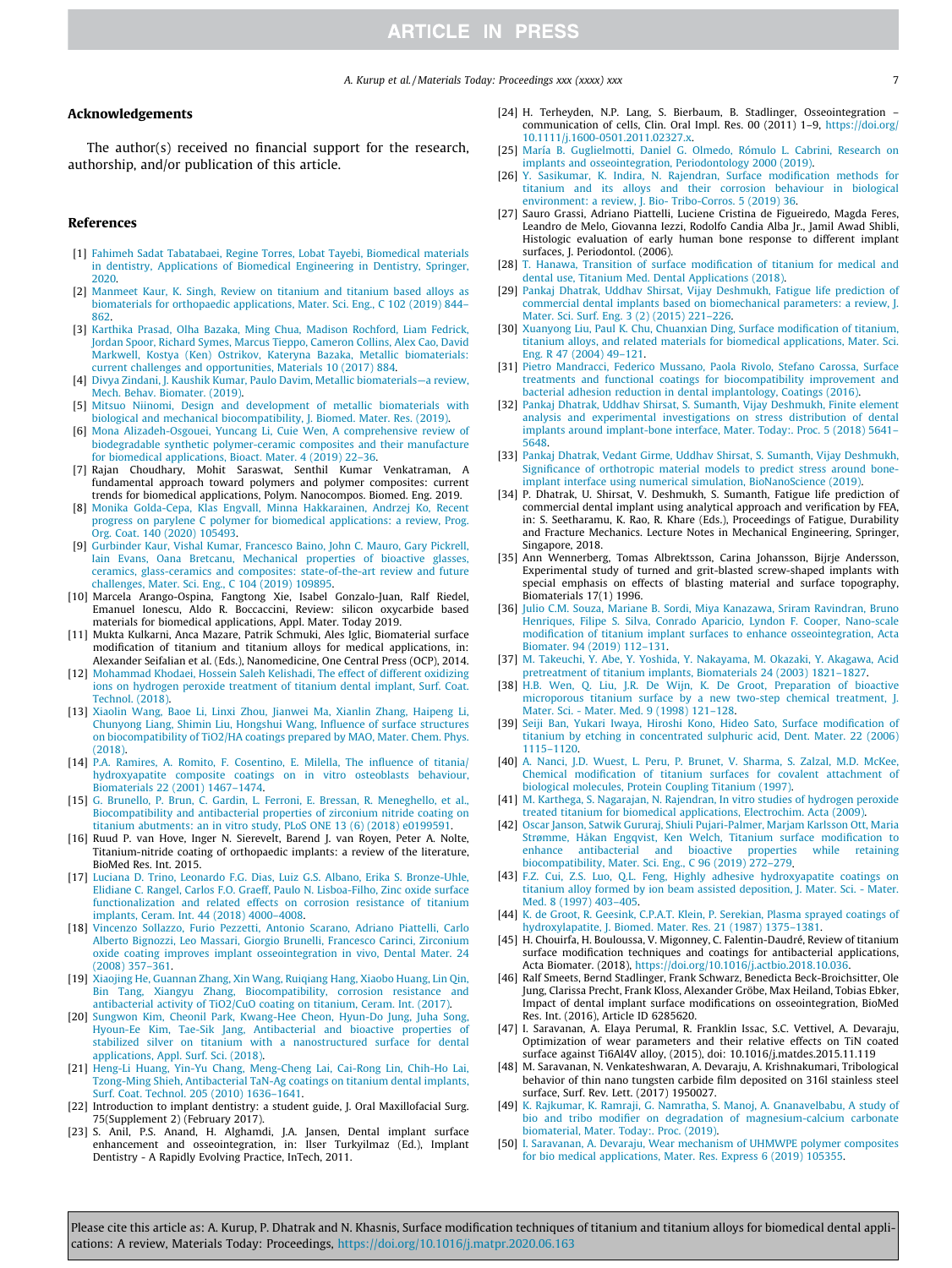## Acknowledgements

The author(s) received no financial support for the research, authorship, and/or publication of this article.

## References

[1] Fahimeh Sadat Tabatabaei, Regine Torres, Lobat Tayebi, Biomedical materials in dentistry, Applications of Biomedical Engineering in Dentistry, Springer, 2020.

[2] Manmeet Kaur, K. Singh, Review on titanium and titanium based alloys as biomaterials for orthopaedic applications, Mater. Sci. Eng., C 102 (2019) 844–862.

[3] Karthika Prasad, Olha Bazaka, Ming Chua, Madison Rochford, Liam Fedrick, Jordan Spoor, Richard Symes, Marcus Tieppo, Cameron Collins, Alex Cao, David Markwell, Kostya (Ken) Ostrikov, Kateryna Bazaka, Metallic biomaterials: current challenges and opportunities, Materials 10 (2017) 884.

[4] Divya Zindani, J. Kaushik Kumar, Paulo Davim, Metallic biomaterials—a review, Mech. Behav. Biomater. (2019).

[5] Mitsuo Niinomi, Design and development of metallic biomaterials with biological and mechanical biocompatibility, J. Biomed. Mater. Res. (2019).

[6] Mona Alizadeh-Osgouei, Yuncang Li, Cuie Wen, A comprehensive review of biodegradable synthetic polymer-ceramic composites and their manufacture for biomedical applications, Bioact. Mater. 4 (2019) 22–36.

[7] Rajan Choudhary, Mohit Saraswat, Senthil Kumar Venkatraman, A fundamental approach toward polymers and polymer composites: current trends for biomedical applications, Polym. Nanocompos. Biomed. Eng. 2019.

[8] Monika Golda-Cepa, Klas Engvall, Minna Hakkarainen, Andrzej Ko, Recent progress on parylene C polymer for biomedical applications: a review, Prog. Org. Coat. 140 (2020) 105493.

[9] Gurbinder Kaur, Vishal Kumar, Francesco Baino, John C. Mauro, Gary Pickrell, Iain Evans, Oana Bretcanu, Mechanical properties of bioactive glasses, ceramics, glass-ceramics and composites: state-of-the-art review and future challenges, Mater. Sci. Eng., C 104 (2019) 109895.

[10] Marcela Arango-Ospina, Fangtong Xie, Isabel Gonzalo-Juan, Ralf Riedel, Emanuel Ionescu, Aldo R. Boccaccini, Review: silicon oxycarbide based materials for biomedical applications, Appl. Mater. Today 2019.

[11] Mukta Kulkarni, Anca Mazare, Patrik Schmuki, Ales Iglic, Biomaterial surface modification of titanium and titanium alloys for medical applications, in: Alexander Seifalian et al. (Eds.), Nanomedicine, One Central Press (OCP), 2014.

[12] Mohammad Khodaei, Hossein Saleh Kelishadi, The effect of different oxidizing ions on hydrogen peroxide treatment of titanium dental implant, Surf. Coat. Technol. (2018).

[13] Xiaolin Wang, Baoe Li, Linxi Zhou, Jianwei Ma, Xianlin Zhang, Haipeng Li, Chunyong Liang, Shimin Liu, Hongshui Wang, Influence of surface structures on biocompatibility of TiO2/HA coatings prepared by MAO, Mater. Chem. Phys. (2018).

[14] P.A. Ramires, A. Romito, F. Cosentino, E. Milella, The influence of titania/hydroxyapatite composite coatings on in vitro osteoblasts behaviour, Biomaterials 22 (2001) 1467–1474.

[15] G. Brunello, P. Brun, C. Gardin, L. Ferroni, E. Bressan, R. Meneghello, et al., Biocompatibility and antibacterial properties of zirconium nitride coating on titanium abutments: an in vitro study, PLoS ONE 13 (6) (2018) e0199591.

[16] Ruud P. van Hove, Inger N. Sierevelt, Barend J. van Royen, Peter A. Nolte, Titanium-nitride coating of orthopaedic implants: a review of the literature, BioMed Res. Int. 2015.

[17] Luciana D. Trino, Leonardo F.G. Dias, Luiz G.S. Albano, Erika S. Bronze-Uhle, Elidiane C. Rangel, Carlos F.O. Graeff, Paulo N. Lisboa-Filho, Zinc oxide surface functionalization and related effects on corrosion resistance of titanium implants, Ceram. Int. 44 (2018) 4000–4008.

[18] Vincenzo Sollazzo, Furio Pezzetti, Antonio Scarano, Adriano Piattelli, Carlo Alberto Bignozzi, Leo Massari, Giorgio Brunelli, Francesco Carinci, Zirconium oxide coating improves implant osseointegration in vivo, Dental Mater. 24 (2008) 357–361.

[19] Xiaojing He, Guannan Zhang, Xin Wang, Ruiqiang Hang, Xiaobo Huang, Lin Qin, Bin Tang, Xiangyu Zhang, Biocompatibility, corrosion resistance and antibacterial activity of TiO2/CuO coating on titanium, Ceram. Int. (2017).

[20] Sungwon Kim, Cheonil Park, Kwee-Hee Cheon, Hyun-Do Jung, Juha Song, Hyoun-Ee Kim, Tae-Sik Jang, Antibacterial and bioactive properties of stabilized silver on titanium with a nanostructured surface for dental applications, Appl. Surf. Sci. (2018).

[21] Heng-Li Huang, Yin-Yu Chang, Meng-Cheng Lai, Cai-Rong Lin, Chih-Ho Lai, Tzong-Ming Shieh, Antibacterial TaN-Ag coatings on titanium dental implants, Surf. Coat. Technol. 205 (2010) 1636–1641.

[22] Introduction to implant dentistry: a student guide, J. Oral Maxillofacial Surg. 75(Supplement 2) (February 2017).

[23] S. Anil, P.S. Anand, H. Alghamdi, J.A. Jansen, Dental implant surface enhancement and osseointegration, in: Ilser Turkyilmaz (Ed.), Implant Dentistry - A Rapidly Evolving Practice, InTech, 2011.

[24] H. Terheyden, N.P. Lang, S. Bierbaum, B. Stadlinger, Osseointegration – communication of cells, Clin. Oral Impl. Res. 00 (2011) 1–9, https://doi.org/10.1111/j.1600-0501.2011.02327.x.

[25] María B. Guglielmotti, Daniel G. Olmedo, Rómulo L. Cabrini, Research on implants and osseointegration, Periodontology 2000 (2019).

[26] Y. Sasikumar, K. Indira, N. Rajendran, Surface modification methods for titanium and its alloys and their corrosion behaviour in biological environment: a review, J. Bio- Tribo-Corros. 5 (2019) 36.

[27] Sauro Grassi, Adriano Piattelli, Luciene Cristina de Figueiredo, Magda Feres, Leandro de Melo, Giovanna Iezzi, Rodolfo Candia Alba Jr., Jamil Awad Shibli, Histologic evaluation of early human bone response to different implant surfaces, J. Periodontol. (2006).

[28] T. Hanawa, Transition of surface modification of titanium for medical and dental use, Titanium Med. Dental Applications (2018).

[29] Pankaj Dhatrak, Uddhav Shirsat, Vijay Deshmukh, Fatigue life prediction of commercial dental implants based on biomechanical parameters: a review, J. Mater. Sci. Surf. Eng. 3 (2) (2015) 221–226.

[30] Xuanyong Liu, Paul K. Chu, Chuanxian Ding, Surface modification of titanium, titanium alloys, and related materials for biomedical applications, Mater. Sci. Eng. R 47 (2004) 49–121.

[31] Pietro Mandracci, Federico Mussano, Paola Rivolo, Stefano Carossa, Surface treatments and functional coatings for biocompatibility improvement and bacterial adhesion reduction in dental implantology, Coatings (2016).

[32] Pankaj Dhatrak, Uddhav Shirsat, S. Sumanth, Vijay Deshmukh, Finite element analysis and experimental investigations on stress distribution of dental implants around implant-bone interface, Mater. Today:. Proc. 5 (2018) 5641–5648.

[33] Pankaj Dhatrak, Vedant Girme, Uddhav Shirsat, S. Sumanth, Vijay Deshmukh, Significance of orthotropic material models to predict stress around bone-implant interface using numerical simulation, BioNanoScience (2019).

[34] P. Dhatrak, U. Shirsat, V. Deshmukh, S. Sumanth, Fatigue life prediction of commercial dental implant using analytical approach and verification by FEA, in: S. Seetharamu, K. Rao, R. Khare (Eds.), Proceedings of Fatigue, Durability and Fracture Mechanics. Lecture Notes in Mechanical Engineering, Springer, Singapore, 2018.

[35] Ann Wennerberg, Tomas Albrektsson, Carina Johansson, Bijrje Andersson, Experimental study of turned and grit-blasted screw-shaped implants with special emphasis on effects of blasting material and surface topography, Biomaterials 17(1) 1996.

[36] Julio C.M. Souza, Mariane B. Sordi, Miya Kanazawa, Sriram Ravindran, Bruno Henriques, Filipe S. Silva, Conrado Aparicio, Lyndon F. Cooper, Nano-scale modification of titanium implant surfaces to enhance osseointegration, Acta Biomater. 94 (2019) 112–131.

[37] M. Takeuchi, Y. Abe, Y. Yoshida, Y. Nakayama, M. Okazaki, Y. Akagawa, Acid pretreatment of titanium implants, Biomaterials 24 (2003) 1821–1827.

[38] H.B. Wen, Q. Liu, J.R. De Wijn, K. De Groot, Preparation of bioactive microporous titanium surface by a new two-step chemical treatment, J. Mater. Sci. - Mater. Med. 9 (1998) 121–128.

[39] Seiji Ban, Yukari Iwaya, Hiroshi Kono, Hideo Sato, Surface modification of titanium by etching in concentrated sulphuric acid, Dent. Mater. 22 (2006) 1115–1120.

[40] A. Nanci, J.D. Wuest, L. Peru, P. Brunet, V. Sharma, S. Zalzal, M.D. McKee, Chemical modification of titanium surfaces for covalent attachment of biological molecules, Protein Coupling Titanium (1997).

[41] M. Karthega, S. Nagarajan, N. Rajendran, In vitro studies of hydrogen peroxide treated titanium for biomedical applications, Electrochim. Acta (2009).

[42] Oscar Janson, Satwik Gururaj, Shiuli Pujari-Palmer, Marjam Karlsson Ott, Maria Strømme, Håkan Engqvist, Ken Welch, Titanium surface modification to enhance antibacterial and bioactive properties while retaining biocompatibility, Mater. Sci. Eng., C 96 (2019) 272–279.

[43] F.Z. Cui, Z.S. Luo, Q.L. Feng, Highly adhesive hydroxyapatite coatings on titanium alloy formed by ion beam assisted deposition, J. Mater. Sci. - Mater. Med. 8 (1997) 403–405.

[44] K. de Groot, R. Geesink, C.P.A.T. Klein, P. Serekian, Plasma sprayed coatings of hydroxylapatite, J. Biomed. Mater. Res. 21 (1987) 1375–1381.

[45] H. Chouirfa, H. Bouloussa, V. Migonney, C. Falentin-Daudré, Review of titanium surface modification techniques and coatings for antibacterial applications, Acta Biomater. (2018), https://doi.org/10.1016/j.actbio.2018.10.036.

[46] Ralf Smeets, Bernd Stadlinger, Frank Schwarz, Benedicta Beck-Broichsitter, Ole Jung, Clarissa Precht, Frank Kloss, Alexander Gröbe, Max Heiland, Tobias Ebker, Impact of dental implant surface modifications on osseointegration, BioMed Res. Int. (2016), Article ID 6285620.

[47] I. Saravanan, A. Elaya Perumal, R. Franklin Issac, S.C. Vettivel, A. Devaraju, Optimization of wear parameters and their relative effects on TiN coated surface against Ti6Al4V alloy, (2015), doi: 10.1016/j.matdes.2015.11.119

[48] M. Saravanan, N. Venkateshwaran, A. Devaraju, A. Krishnakumari, Tribological behavior of thin nano tungsten carbide film deposited on 316l stainless steel surface, Surf. Rev. Lett. (2017) 1950027.

[49] K. Rajkumar, K. Ramraji, G. Namratha, S. Manoj, A. Gnanavelbabu, A study of bio and tribo modifier on degradation of magnesium-calcium carbonate biomaterial, Mater. Today:. Proc. (2019).

[50] I. Saravanan, A. Devaraju, Wear mechanism of UHMWPE polymer composites for bio medical applications, Mater. Res. Express 6 (2019) 105355.

Please cite this article as: A. Kurup, P. Dhatrak and N. Khasnis, Surface modification techniques of titanium and titanium alloys for biomedical dental applications: A review, Materials Today: Proceedings, https://doi.org/10.1016/j.matpr.2020.06.163